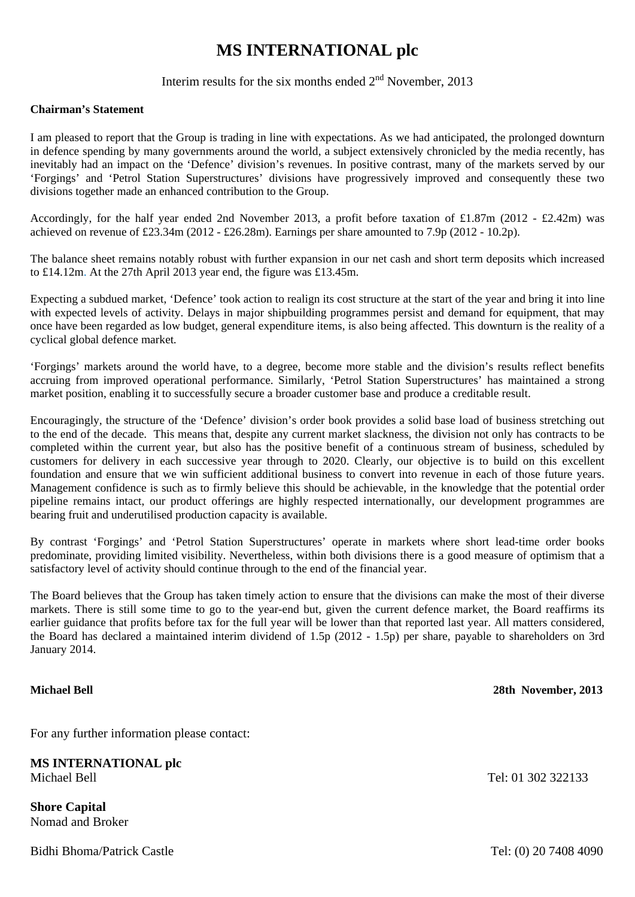# MS INTERNATIONAL plc

Interim results for the six months ended 2nd November, 2013

**Chairman's Statement**

I am pleased to report that the Group is trading in line with expectations. As we had anticipated, the prolonged downturn in defence spending by many governments around the world, a subject extensively chronicled by the media recently, has inevitably had an impact on the 'Defence' division's revenues. In positive contrast, many of the markets served by our 'Forgings' and 'Petrol Station Superstructures' divisions have progressively improved and consequently these two divisions together made an enhanced contribution to the Group.

Accordingly, for the half year ended 2nd November 2013, a profit before taxation of £1.87m (2012 - £2.42m) was achieved on revenue of £23.34m (2012 - £26.28m). Earnings per share amounted to 7.9p (2012 - 10.2p).

The balance sheet remains notably robust with further expansion in our net cash and short term deposits which increased to £14.12m. At the 27th April 2013 year end, the figure was £13.45m.

Expecting a subdued market, 'Defence' took action to realign its cost structure at the start of the year and bring it into line with expected levels of activity. Delays in major shipbuilding programmes persist and demand for equipment, that may once have been regarded as low budget, general expenditure items, is also being affected. This downturn is the reality of a cyclical global defence market.

'Forgings' markets around the world have, to a degree, become more stable and the division's results reflect benefits accruing from improved operational performance. Similarly, 'Petrol Station Superstructures' has maintained a strong market position, enabling it to successfully secure a broader customer base and produce a creditable result.

Encouragingly, the structure of the 'Defence' division's order book provides a solid base load of business stretching out to the end of the decade. This means that, despite any current market slackness, the division not only has contracts to be completed within the current year, but also has the positive benefit of a continuous stream of business, scheduled by customers for delivery in each successive year through to 2020. Clearly, our objective is to build on this excellent foundation and ensure that we win sufficient additional business to convert into revenue in each of those future years. Management confidence is such as to firmly believe this should be achievable, in the knowledge that the potential order pipeline remains intact, our product offerings are highly respected internationally, our development programmes are bearing fruit and underutilised production capacity is available.

By contrast 'Forgings' and 'Petrol Station Superstructures' operate in markets where short lead-time order books predominate, providing limited visibility. Nevertheless, within both divisions there is a good measure of optimism that a satisfactory level of activity should continue through to the end of the financial year.

The Board believes that the Group has taken timely action to ensure that the divisions can make the most of their diverse markets. There is still some time to go to the year-end but, given the current defence market, the Board reaffirms its earlier guidance that profits before tax for the full year will be lower than that reported last year. All matters considered, the Board has declared a maintained interim dividend of 1.5p (2012 - 1.5p) per share, payable to shareholders on 3rd January 2014.

**Michael Bell** **28th November, 2013**

For any further information please contact:

**MS INTERNATIONAL plc**
Michael Bell Tel: 01 302 322133

**Shore Capital**
Nomad and Broker

Bidhi Bhoma/Patrick Castle Tel: (0) 20 7408 4090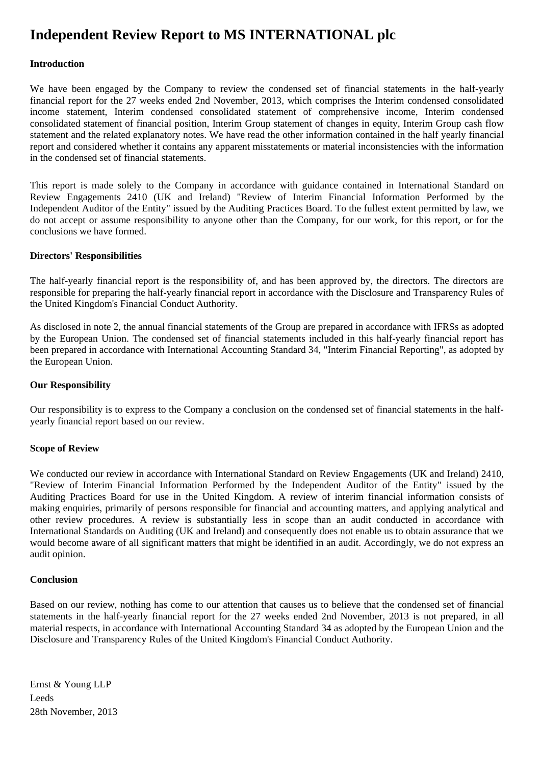# Independent Review Report to MS INTERNATIONAL plc

### Introduction

We have been engaged by the Company to review the condensed set of financial statements in the half-yearly financial report for the 27 weeks ended 2nd November, 2013, which comprises the Interim condensed consolidated income statement, Interim condensed consolidated statement of comprehensive income, Interim condensed consolidated statement of financial position, Interim Group statement of changes in equity, Interim Group cash flow statement and the related explanatory notes. We have read the other information contained in the half yearly financial report and considered whether it contains any apparent misstatements or material inconsistencies with the information in the condensed set of financial statements.

This report is made solely to the Company in accordance with guidance contained in International Standard on Review Engagements 2410 (UK and Ireland) "Review of Interim Financial Information Performed by the Independent Auditor of the Entity" issued by the Auditing Practices Board. To the fullest extent permitted by law, we do not accept or assume responsibility to anyone other than the Company, for our work, for this report, or for the conclusions we have formed.

### Directors' Responsibilities

The half-yearly financial report is the responsibility of, and has been approved by, the directors. The directors are responsible for preparing the half-yearly financial report in accordance with the Disclosure and Transparency Rules of the United Kingdom's Financial Conduct Authority.

As disclosed in note 2, the annual financial statements of the Group are prepared in accordance with IFRSs as adopted by the European Union. The condensed set of financial statements included in this half-yearly financial report has been prepared in accordance with International Accounting Standard 34, "Interim Financial Reporting", as adopted by the European Union.

### Our Responsibility

Our responsibility is to express to the Company a conclusion on the condensed set of financial statements in the half-yearly financial report based on our review.

### Scope of Review

We conducted our review in accordance with International Standard on Review Engagements (UK and Ireland) 2410, "Review of Interim Financial Information Performed by the Independent Auditor of the Entity" issued by the Auditing Practices Board for use in the United Kingdom. A review of interim financial information consists of making enquiries, primarily of persons responsible for financial and accounting matters, and applying analytical and other review procedures. A review is substantially less in scope than an audit conducted in accordance with International Standards on Auditing (UK and Ireland) and consequently does not enable us to obtain assurance that we would become aware of all significant matters that might be identified in an audit. Accordingly, we do not express an audit opinion.

### Conclusion

Based on our review, nothing has come to our attention that causes us to believe that the condensed set of financial statements in the half-yearly financial report for the 27 weeks ended 2nd November, 2013 is not prepared, in all material respects, in accordance with International Accounting Standard 34 as adopted by the European Union and the Disclosure and Transparency Rules of the United Kingdom's Financial Conduct Authority.

Ernst & Young LLP  
Leeds  
28th November, 2013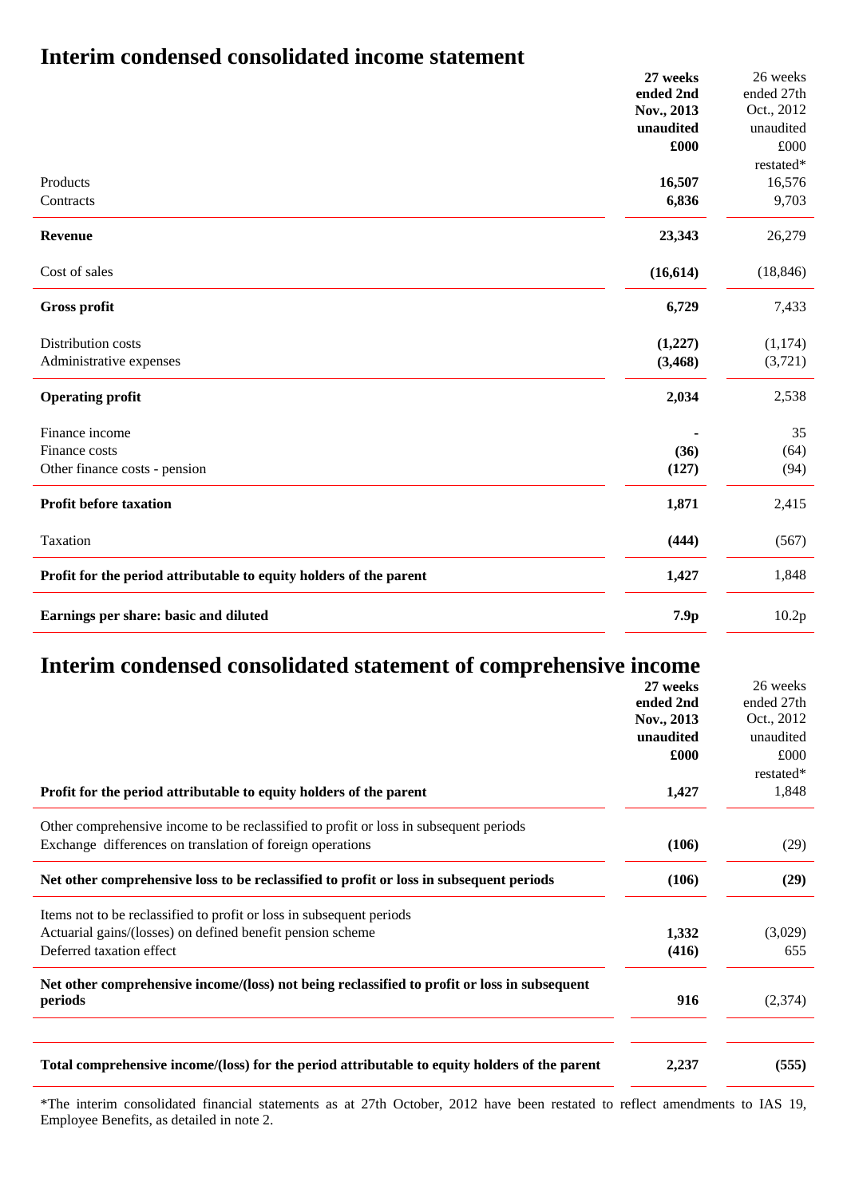# Interim condensed consolidated income statement

| | 27 weeks ended 2nd Nov., 2013 unaudited £000 | 26 weeks ended 27th Oct., 2012 unaudited £000 restated* |
|---|---|---|
| Products | **16,507** | 16,576 |
| Contracts | **6,836** | 9,703 |
| **Revenue** | **23,343** | 26,279 |
| Cost of sales | **(16,614)** | (18,846) |
| **Gross profit** | **6,729** | 7,433 |
| Distribution costs | **(1,227)** | (1,174) |
| Administrative expenses | **(3,468)** | (3,721) |
| **Operating profit** | **2,034** | 2,538 |
| Finance income | **-** | 35 |
| Finance costs | **(36)** | (64) |
| Other finance costs - pension | **(127)** | (94) |
| **Profit before taxation** | **1,871** | 2,415 |
| Taxation | **(444)** | (567) |
| **Profit for the period attributable to equity holders of the parent** | **1,427** | 1,848 |
| **Earnings per share: basic and diluted** | **7.9p** | 10.2p |

# Interim condensed consolidated statement of comprehensive income

| | 27 weeks ended 2nd Nov., 2013 unaudited £000 | 26 weeks ended 27th Oct., 2012 unaudited £000 restated* |
|---|---|---|
| **Profit for the period attributable to equity holders of the parent** | **1,427** | 1,848 |
| Other comprehensive income to be reclassified to profit or loss in subsequent periods | | |
| Exchange differences on translation of foreign operations | **(106)** | (29) |
| **Net other comprehensive loss to be reclassified to profit or loss in subsequent periods** | **(106)** | **(29)** |
| Items not to be reclassified to profit or loss in subsequent periods | | |
| Actuarial gains/(losses) on defined benefit pension scheme | **1,332** | (3,029) |
| Deferred taxation effect | **(416)** | 655 |
| **Net other comprehensive income/(loss) not being reclassified to profit or loss in subsequent periods** | **916** | (2,374) |
| **Total comprehensive income/(loss) for the period attributable to equity holders of the parent** | **2,237** | **(555)** |

*The interim consolidated financial statements as at 27th October, 2012 have been restated to reflect amendments to IAS 19, Employee Benefits, as detailed in note 2.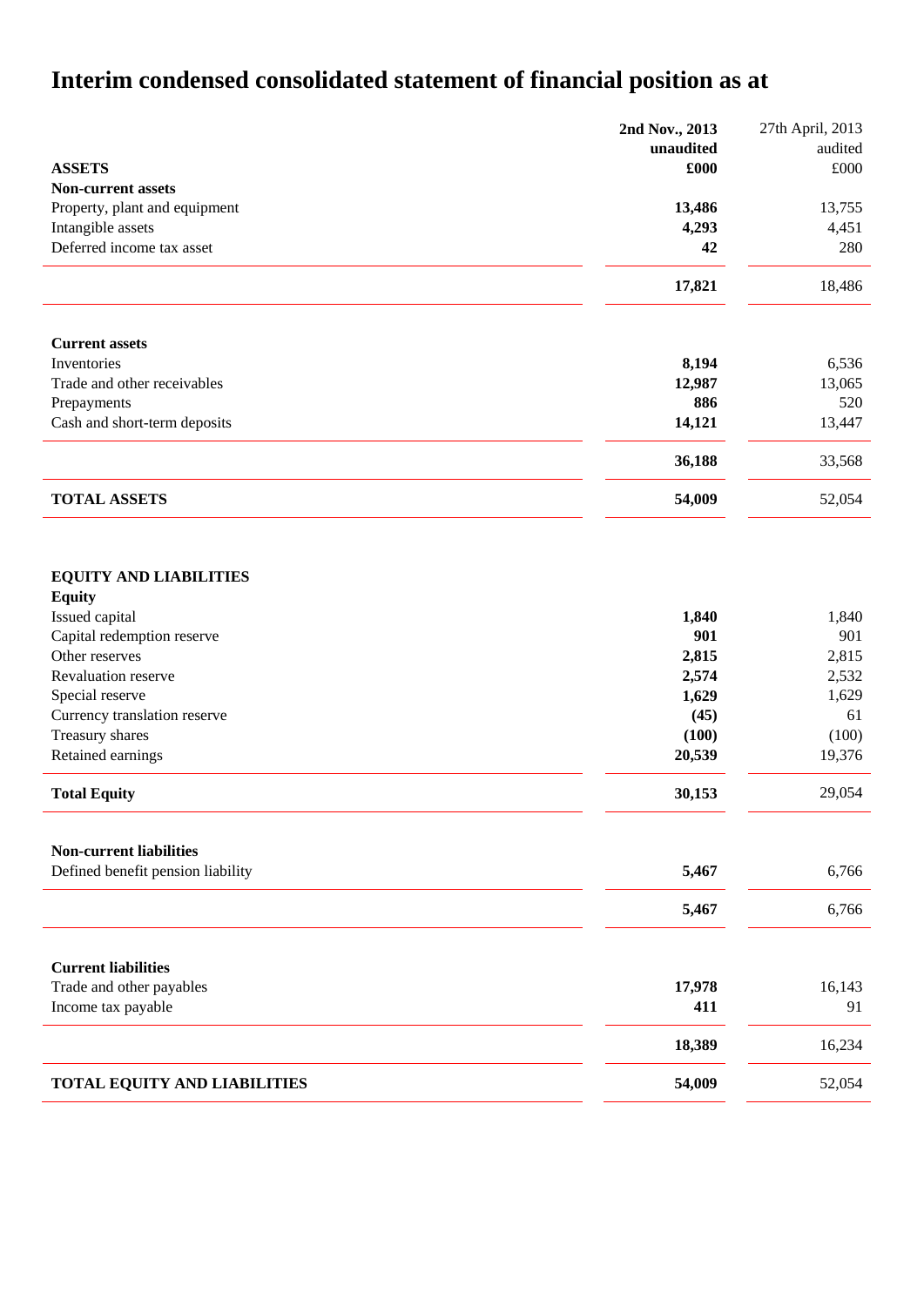# Interim condensed consolidated statement of financial position as at

| | 2nd Nov., 2013 unaudited £000 | 27th April, 2013 audited £000 |
|---|---|---|
| **ASSETS** | | |
| **Non-current assets** | | |
| Property, plant and equipment | **13,486** | 13,755 |
| Intangible assets | **4,293** | 4,451 |
| Deferred income tax asset | **42** | 280 |
| | **17,821** | 18,486 |
| **Current assets** | | |
| Inventories | **8,194** | 6,536 |
| Trade and other receivables | **12,987** | 13,065 |
| Prepayments | **886** | 520 |
| Cash and short-term deposits | **14,121** | 13,447 |
| | **36,188** | 33,568 |
| **TOTAL ASSETS** | **54,009** | 52,054 |
| **EQUITY AND LIABILITIES** | | |
| **Equity** | | |
| Issued capital | **1,840** | 1,840 |
| Capital redemption reserve | **901** | 901 |
| Other reserves | **2,815** | 2,815 |
| Revaluation reserve | **2,574** | 2,532 |
| Special reserve | **1,629** | 1,629 |
| Currency translation reserve | **(45)** | 61 |
| Treasury shares | **(100)** | (100) |
| Retained earnings | **20,539** | 19,376 |
| **Total Equity** | **30,153** | 29,054 |
| **Non-current liabilities** | | |
| Defined benefit pension liability | **5,467** | 6,766 |
| | **5,467** | 6,766 |
| **Current liabilities** | | |
| Trade and other payables | **17,978** | 16,143 |
| Income tax payable | **411** | 91 |
| | **18,389** | 16,234 |
| **TOTAL EQUITY AND LIABILITIES** | **54,009** | 52,054 |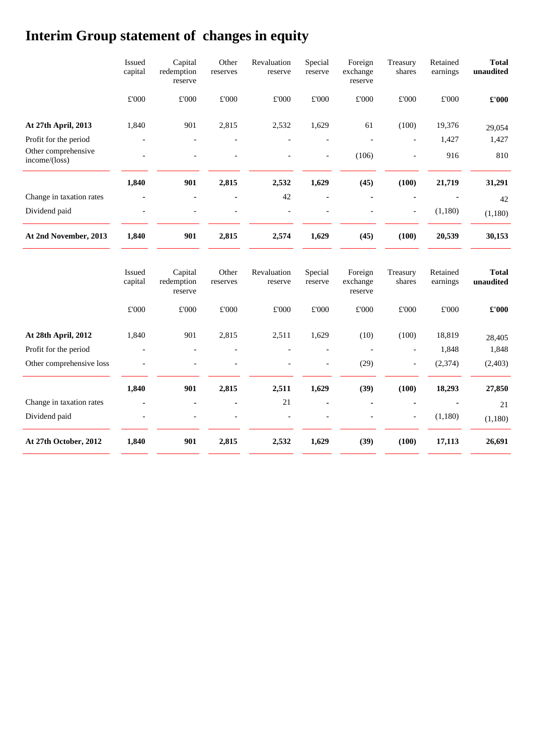# Interim Group statement of changes in equity

| | Issued capital | Capital redemption reserve | Other reserves | Revaluation reserve | Special reserve | Foreign exchange reserve | Treasury shares | Retained earnings | **Total unaudited** |
|---|---|---|---|---|---|---|---|---|---|
| | £'000 | £'000 | £'000 | £'000 | £'000 | £'000 | £'000 | £'000 | **£'000** |
| **At 27th April, 2013** | 1,840 | 901 | 2,815 | 2,532 | 1,629 | 61 | (100) | 19,376 | 29,054 |
| Profit for the period | - | - | - | - | - | - | - | 1,427 | 1,427 |
| Other comprehensive income/(loss) | - | - | - | - | - | (106) | - | 916 | 810 |
| | **1,840** | **901** | **2,815** | **2,532** | **1,629** | **(45)** | **(100)** | **21,719** | **31,291** |
| Change in taxation rates | - | - | - | 42 | - | - | - | - | 42 |
| Dividend paid | - | - | - | - | - | - | - | (1,180) | (1,180) |
| **At 2nd November, 2013** | **1,840** | **901** | **2,815** | **2,574** | **1,629** | **(45)** | **(100)** | **20,539** | **30,153** |

| | Issued capital | Capital redemption reserve | Other reserves | Revaluation reserve | Special reserve | Foreign exchange reserve | Treasury shares | Retained earnings | **Total unaudited** |
|---|---|---|---|---|---|---|---|---|---|
| | £'000 | £'000 | £'000 | £'000 | £'000 | £'000 | £'000 | £'000 | **£'000** |
| **At 28th April, 2012** | 1,840 | 901 | 2,815 | 2,511 | 1,629 | (10) | (100) | 18,819 | 28,405 |
| Profit for the period | - | - | - | - | - | - | - | 1,848 | 1,848 |
| Other comprehensive loss | - | - | - | - | - | (29) | - | (2,374) | (2,403) |
| | **1,840** | **901** | **2,815** | **2,511** | **1,629** | **(39)** | **(100)** | **18,293** | **27,850** |
| Change in taxation rates | - | - | - | 21 | - | - | - | - | 21 |
| Dividend paid | - | - | - | - | - | - | - | (1,180) | (1,180) |
| **At 27th October, 2012** | **1,840** | **901** | **2,815** | **2,532** | **1,629** | **(39)** | **(100)** | **17,113** | **26,691** |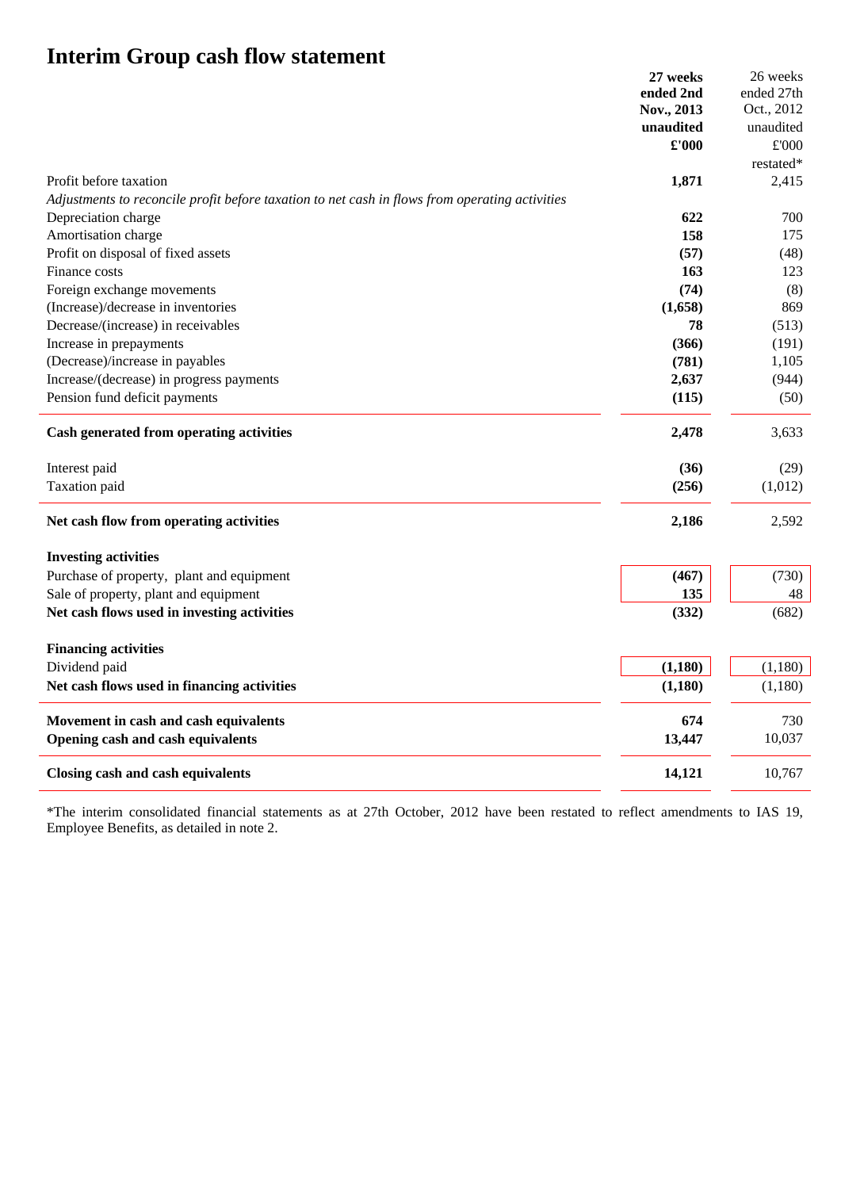# Interim Group cash flow statement

| | 27 weeks ended 2nd Nov., 2013 unaudited £'000 | 26 weeks ended 27th Oct., 2012 unaudited £'000 restated* |
|---|---|---|
| Profit before taxation | **1,871** | 2,415 |
| *Adjustments to reconcile profit before taxation to net cash in flows from operating activities* | | |
| Depreciation charge | **622** | 700 |
| Amortisation charge | **158** | 175 |
| Profit on disposal of fixed assets | **(57)** | (48) |
| Finance costs | **163** | 123 |
| Foreign exchange movements | **(74)** | (8) |
| (Increase)/decrease in inventories | **(1,658)** | 869 |
| Decrease/(increase) in receivables | **78** | (513) |
| Increase in prepayments | **(366)** | (191) |
| (Decrease)/increase in payables | **(781)** | 1,105 |
| Increase/(decrease) in progress payments | **2,637** | (944) |
| Pension fund deficit payments | **(115)** | (50) |
| **Cash generated from operating activities** | **2,478** | 3,633 |
| Interest paid | **(36)** | (29) |
| Taxation paid | **(256)** | (1,012) |
| **Net cash flow from operating activities** | **2,186** | 2,592 |
| **Investing activities** | | |
| Purchase of property, plant and equipment | **(467)** | (730) |
| Sale of property, plant and equipment | **135** | 48 |
| **Net cash flows used in investing activities** | **(332)** | (682) |
| **Financing activities** | | |
| Dividend paid | **(1,180)** | (1,180) |
| **Net cash flows used in financing activities** | **(1,180)** | (1,180) |
| **Movement in cash and cash equivalents** | **674** | 730 |
| **Opening cash and cash equivalents** | **13,447** | 10,037 |
| **Closing cash and cash equivalents** | **14,121** | 10,767 |

*The interim consolidated financial statements as at 27th October, 2012 have been restated to reflect amendments to IAS 19, Employee Benefits, as detailed in note 2.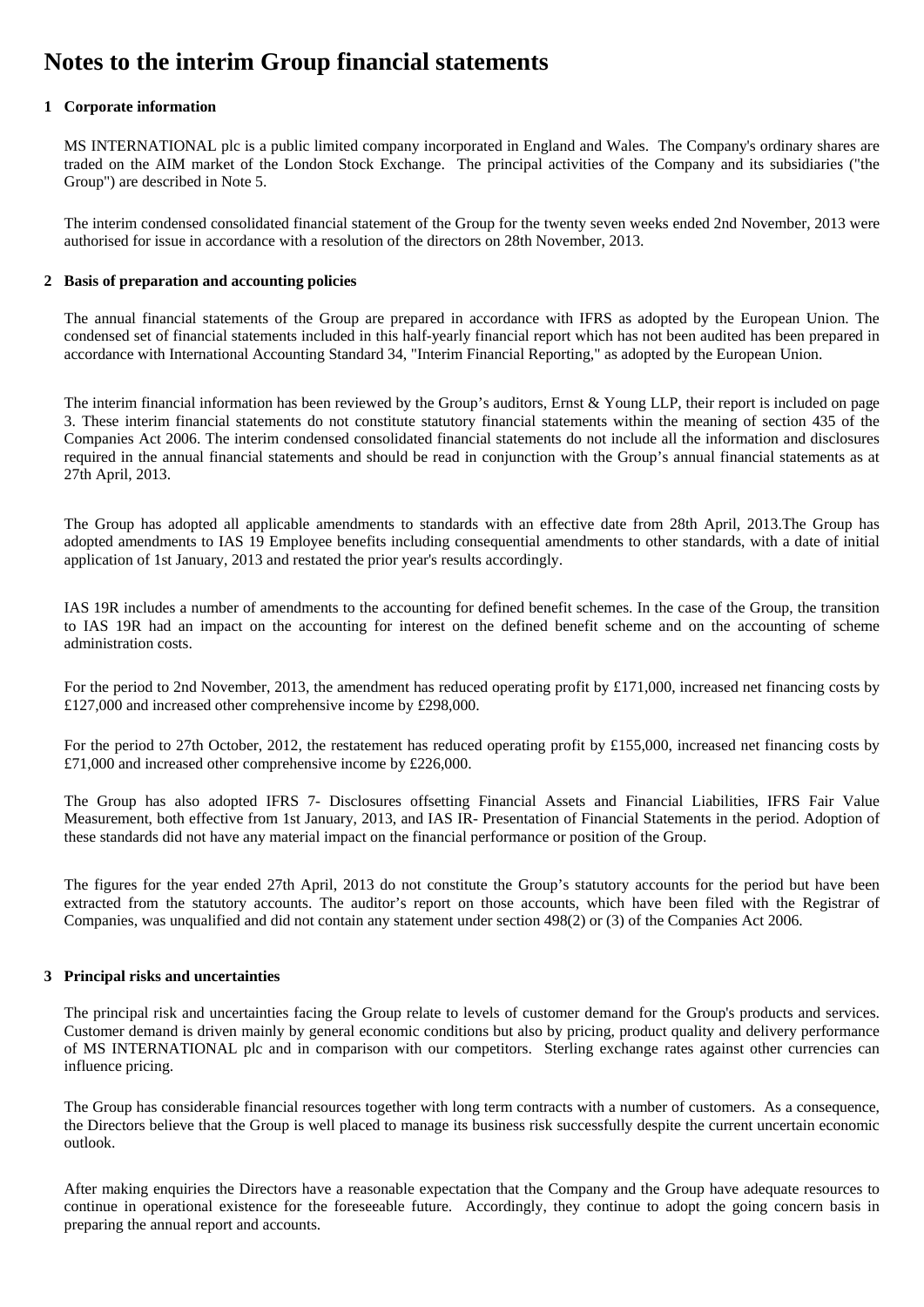# Notes to the interim Group financial statements

## 1 Corporate information

MS INTERNATIONAL plc is a public limited company incorporated in England and Wales. The Company's ordinary shares are traded on the AIM market of the London Stock Exchange. The principal activities of the Company and its subsidiaries ("the Group") are described in Note 5.

The interim condensed consolidated financial statement of the Group for the twenty seven weeks ended 2nd November, 2013 were authorised for issue in accordance with a resolution of the directors on 28th November, 2013.

## 2 Basis of preparation and accounting policies

The annual financial statements of the Group are prepared in accordance with IFRS as adopted by the European Union. The condensed set of financial statements included in this half-yearly financial report which has not been audited has been prepared in accordance with International Accounting Standard 34, "Interim Financial Reporting," as adopted by the European Union.

The interim financial information has been reviewed by the Group's auditors, Ernst & Young LLP, their report is included on page 3. These interim financial statements do not constitute statutory financial statements within the meaning of section 435 of the Companies Act 2006. The interim condensed consolidated financial statements do not include all the information and disclosures required in the annual financial statements and should be read in conjunction with the Group's annual financial statements as at 27th April, 2013.

The Group has adopted all applicable amendments to standards with an effective date from 28th April, 2013.The Group has adopted amendments to IAS 19 Employee benefits including consequential amendments to other standards, with a date of initial application of 1st January, 2013 and restated the prior year's results accordingly.

IAS 19R includes a number of amendments to the accounting for defined benefit schemes. In the case of the Group, the transition to IAS 19R had an impact on the accounting for interest on the defined benefit scheme and on the accounting of scheme administration costs.

For the period to 2nd November, 2013, the amendment has reduced operating profit by £171,000, increased net financing costs by £127,000 and increased other comprehensive income by £298,000.

For the period to 27th October, 2012, the restatement has reduced operating profit by £155,000, increased net financing costs by £71,000 and increased other comprehensive income by £226,000.

The Group has also adopted IFRS 7- Disclosures offsetting Financial Assets and Financial Liabilities, IFRS Fair Value Measurement, both effective from 1st January, 2013, and IAS IR- Presentation of Financial Statements in the period. Adoption of these standards did not have any material impact on the financial performance or position of the Group.

The figures for the year ended 27th April, 2013 do not constitute the Group's statutory accounts for the period but have been extracted from the statutory accounts. The auditor's report on those accounts, which have been filed with the Registrar of Companies, was unqualified and did not contain any statement under section 498(2) or (3) of the Companies Act 2006.

## 3 Principal risks and uncertainties

The principal risk and uncertainties facing the Group relate to levels of customer demand for the Group's products and services. Customer demand is driven mainly by general economic conditions but also by pricing, product quality and delivery performance of MS INTERNATIONAL plc and in comparison with our competitors. Sterling exchange rates against other currencies can influence pricing.

The Group has considerable financial resources together with long term contracts with a number of customers. As a consequence, the Directors believe that the Group is well placed to manage its business risk successfully despite the current uncertain economic outlook.

After making enquiries the Directors have a reasonable expectation that the Company and the Group have adequate resources to continue in operational existence for the foreseeable future. Accordingly, they continue to adopt the going concern basis in preparing the annual report and accounts.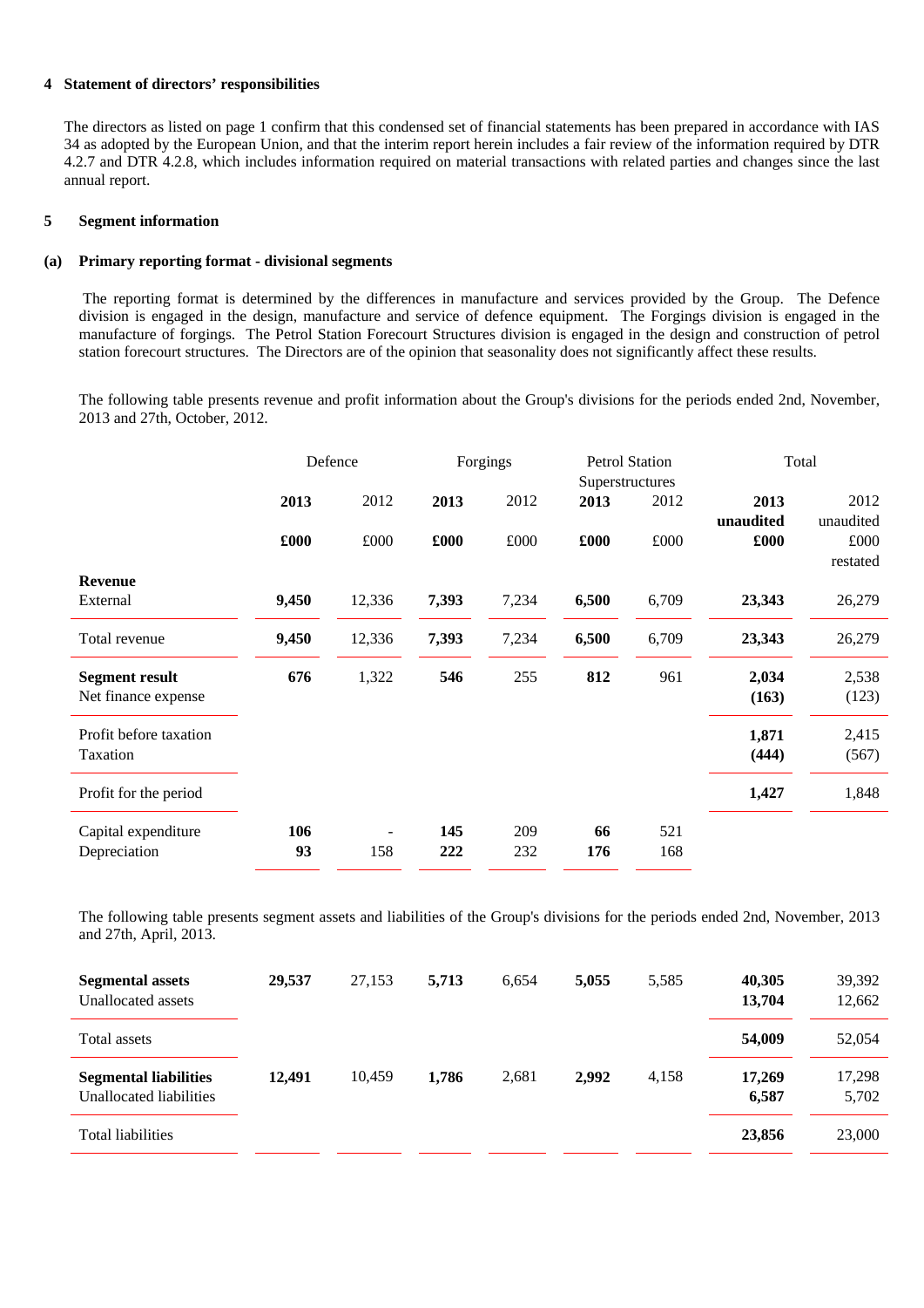## 4 Statement of directors' responsibilities

The directors as listed on page 1 confirm that this condensed set of financial statements has been prepared in accordance with IAS 34 as adopted by the European Union, and that the interim report herein includes a fair review of the information required by DTR 4.2.7 and DTR 4.2.8, which includes information required on material transactions with related parties and changes since the last annual report.

## 5 Segment information

### (a) Primary reporting format - divisional segments

The reporting format is determined by the differences in manufacture and services provided by the Group. The Defence division is engaged in the design, manufacture and service of defence equipment. The Forgings division is engaged in the manufacture of forgings. The Petrol Station Forecourt Structures division is engaged in the design and construction of petrol station forecourt structures. The Directors are of the opinion that seasonality does not significantly affect these results.

The following table presents revenue and profit information about the Group's divisions for the periods ended 2nd, November, 2013 and 27th, October, 2012.

| | Defence | | Forgings | | Petrol Station Superstructures | | Total | |
|---|---|---|---|---|---|---|---|---|
| | **2013** | 2012 | **2013** | 2012 | **2013** | 2012 | **2013 unaudited** | 2012 unaudited |
| | **£000** | £000 | **£000** | £000 | **£000** | £000 | **£000** | £000 restated |
| **Revenue** | | | | | | | | |
| External | **9,450** | 12,336 | **7,393** | 7,234 | **6,500** | 6,709 | **23,343** | 26,279 |
| Total revenue | **9,450** | 12,336 | **7,393** | 7,234 | **6,500** | 6,709 | **23,343** | 26,279 |
| **Segment result** | **676** | 1,322 | **546** | 255 | **812** | 961 | **2,034** | 2,538 |
| Net finance expense | | | | | | | **(163)** | (123) |
| Profit before taxation | | | | | | | **1,871** | 2,415 |
| Taxation | | | | | | | **(444)** | (567) |
| Profit for the period | | | | | | | **1,427** | 1,848 |
| Capital expenditure | **106** | - | **145** | 209 | **66** | 521 | | |
| Depreciation | **93** | 158 | **222** | 232 | **176** | 168 | | |

The following table presents segment assets and liabilities of the Group's divisions for the periods ended 2nd, November, 2013 and 27th, April, 2013.

| | Defence | | Forgings | | Petrol Station Superstructures | | Total | |
|---|---|---|---|---|---|---|---|---|
| **Segmental assets** | **29,537** | 27,153 | **5,713** | 6,654 | **5,055** | 5,585 | **40,305** | 39,392 |
| Unallocated assets | | | | | | | **13,704** | 12,662 |
| Total assets | | | | | | | **54,009** | 52,054 |
| **Segmental liabilities** | **12,491** | 10,459 | **1,786** | 2,681 | **2,992** | 4,158 | **17,269** | 17,298 |
| Unallocated liabilities | | | | | | | **6,587** | 5,702 |
| Total liabilities | | | | | | | **23,856** | 23,000 |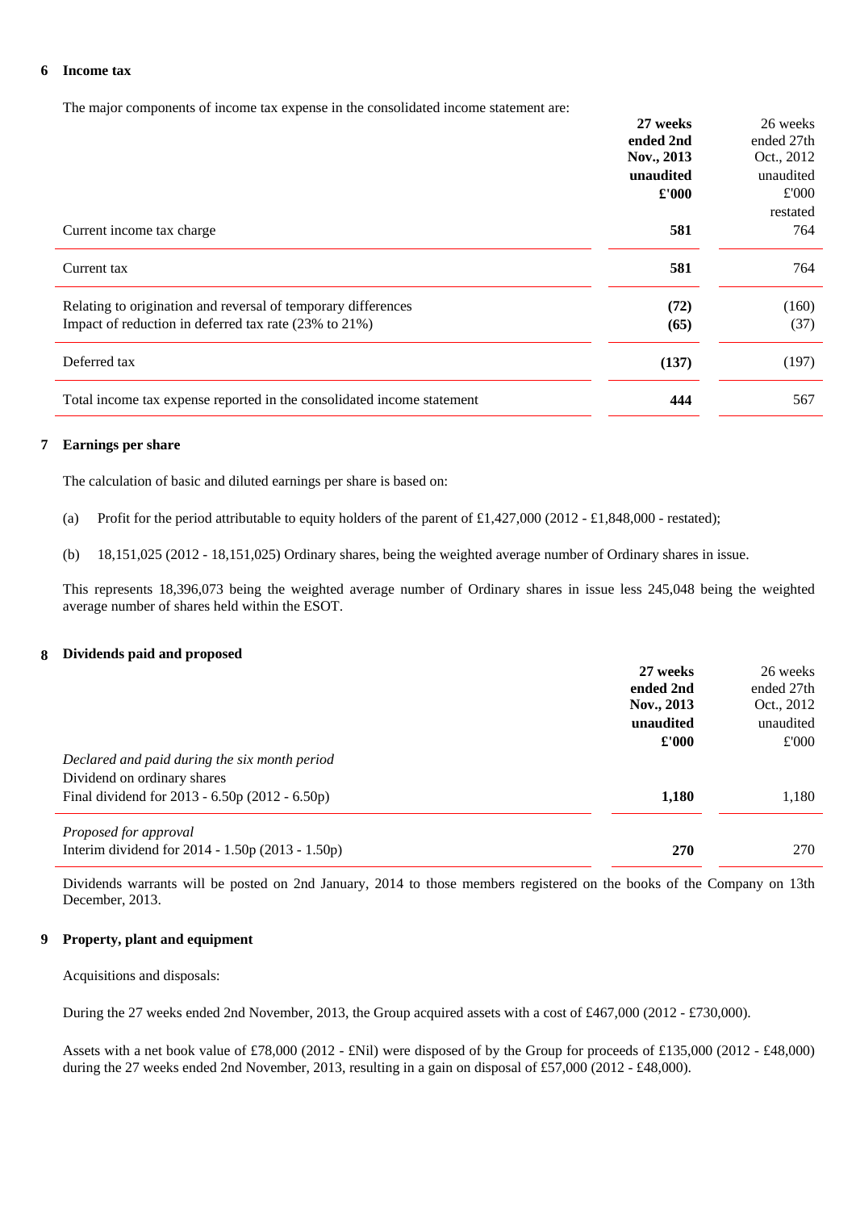## 6 Income tax

The major components of income tax expense in the consolidated income statement are:

| | **27 weeks ended 2nd Nov., 2013 unaudited £'000** | 26 weeks ended 27th Oct., 2012 unaudited £'000 restated |
|---|---|---|
| Current income tax charge | **581** | 764 |
| Current tax | **581** | 764 |
| Relating to origination and reversal of temporary differences | **(72)** | (160) |
| Impact of reduction in deferred tax rate (23% to 21%) | **(65)** | (37) |
| Deferred tax | **(137)** | (197) |
| Total income tax expense reported in the consolidated income statement | **444** | 567 |

## 7 Earnings per share

The calculation of basic and diluted earnings per share is based on:

(a) Profit for the period attributable to equity holders of the parent of £1,427,000 (2012 - £1,848,000 - restated);

(b) 18,151,025 (2012 - 18,151,025) Ordinary shares, being the weighted average number of Ordinary shares in issue.

This represents 18,396,073 being the weighted average number of Ordinary shares in issue less 245,048 being the weighted average number of shares held within the ESOT.

## 8 Dividends paid and proposed

| | **27 weeks ended 2nd Nov., 2013 unaudited £'000** | 26 weeks ended 27th Oct., 2012 unaudited £'000 |
|---|---|---|
| *Declared and paid during the six month period* | | |
| Dividend on ordinary shares | | |
| Final dividend for 2013 - 6.50p (2012 - 6.50p) | **1,180** | 1,180 |
| *Proposed for approval* | | |
| Interim dividend for 2014 - 1.50p (2013 - 1.50p) | **270** | 270 |

Dividends warrants will be posted on 2nd January, 2014 to those members registered on the books of the Company on 13th December, 2013.

## 9 Property, plant and equipment

Acquisitions and disposals:

During the 27 weeks ended 2nd November, 2013, the Group acquired assets with a cost of £467,000 (2012 - £730,000).

Assets with a net book value of £78,000 (2012 - £Nil) were disposed of by the Group for proceeds of £135,000 (2012 - £48,000) during the 27 weeks ended 2nd November, 2013, resulting in a gain on disposal of £57,000 (2012 - £48,000).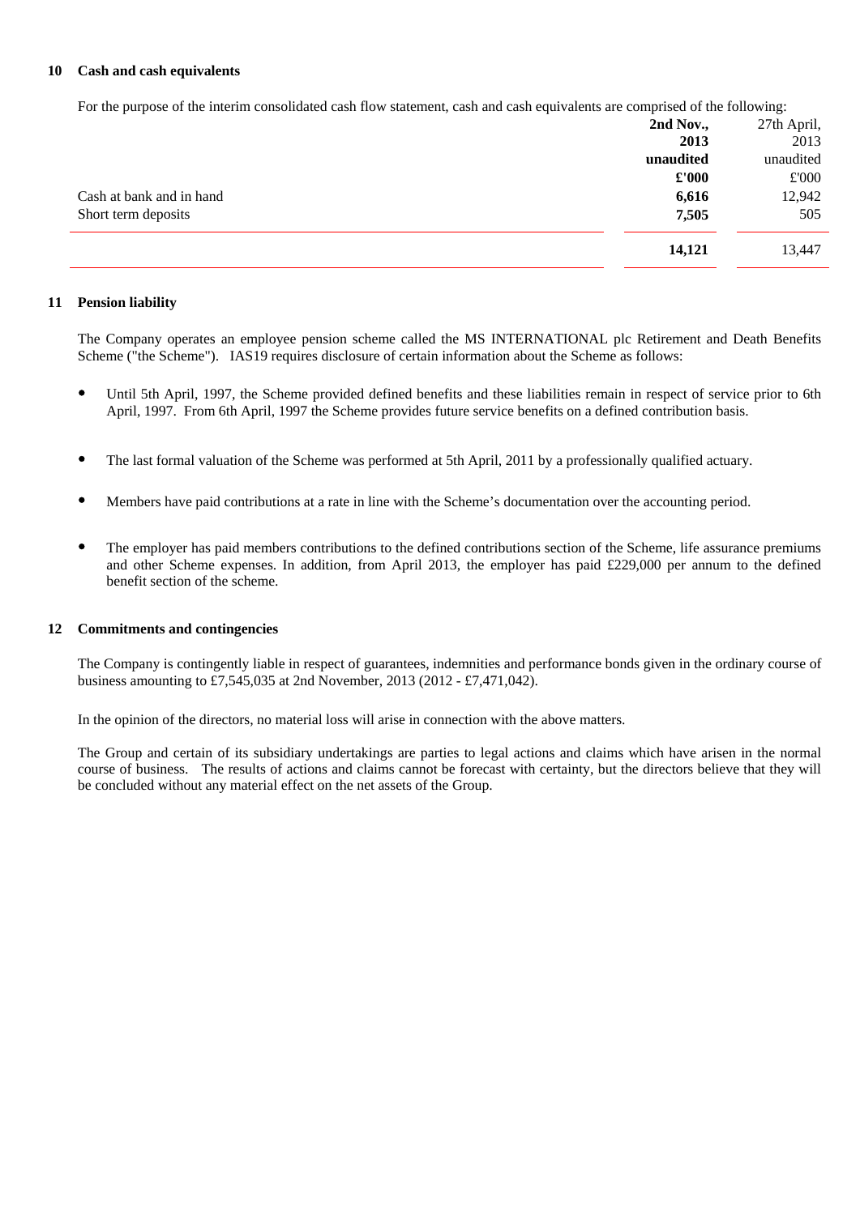## 10 Cash and cash equivalents

For the purpose of the interim consolidated cash flow statement, cash and cash equivalents are comprised of the following:

| | **2nd Nov., 2013 unaudited £'000** | 27th April, 2013 unaudited £'000 |
|---|---|---|
| Cash at bank and in hand | **6,616** | 12,942 |
| Short term deposits | **7,505** | 505 |
| | **14,121** | 13,447 |

## 11 Pension liability

The Company operates an employee pension scheme called the MS INTERNATIONAL plc Retirement and Death Benefits Scheme ("the Scheme"). IAS19 requires disclosure of certain information about the Scheme as follows:

- Until 5th April, 1997, the Scheme provided defined benefits and these liabilities remain in respect of service prior to 6th April, 1997. From 6th April, 1997 the Scheme provides future service benefits on a defined contribution basis.
- The last formal valuation of the Scheme was performed at 5th April, 2011 by a professionally qualified actuary.
- Members have paid contributions at a rate in line with the Scheme's documentation over the accounting period.
- The employer has paid members contributions to the defined contributions section of the Scheme, life assurance premiums and other Scheme expenses. In addition, from April 2013, the employer has paid £229,000 per annum to the defined benefit section of the scheme.

## 12 Commitments and contingencies

The Company is contingently liable in respect of guarantees, indemnities and performance bonds given in the ordinary course of business amounting to £7,545,035 at 2nd November, 2013 (2012 - £7,471,042).

In the opinion of the directors, no material loss will arise in connection with the above matters.

The Group and certain of its subsidiary undertakings are parties to legal actions and claims which have arisen in the normal course of business. The results of actions and claims cannot be forecast with certainty, but the directors believe that they will be concluded without any material effect on the net assets of the Group.